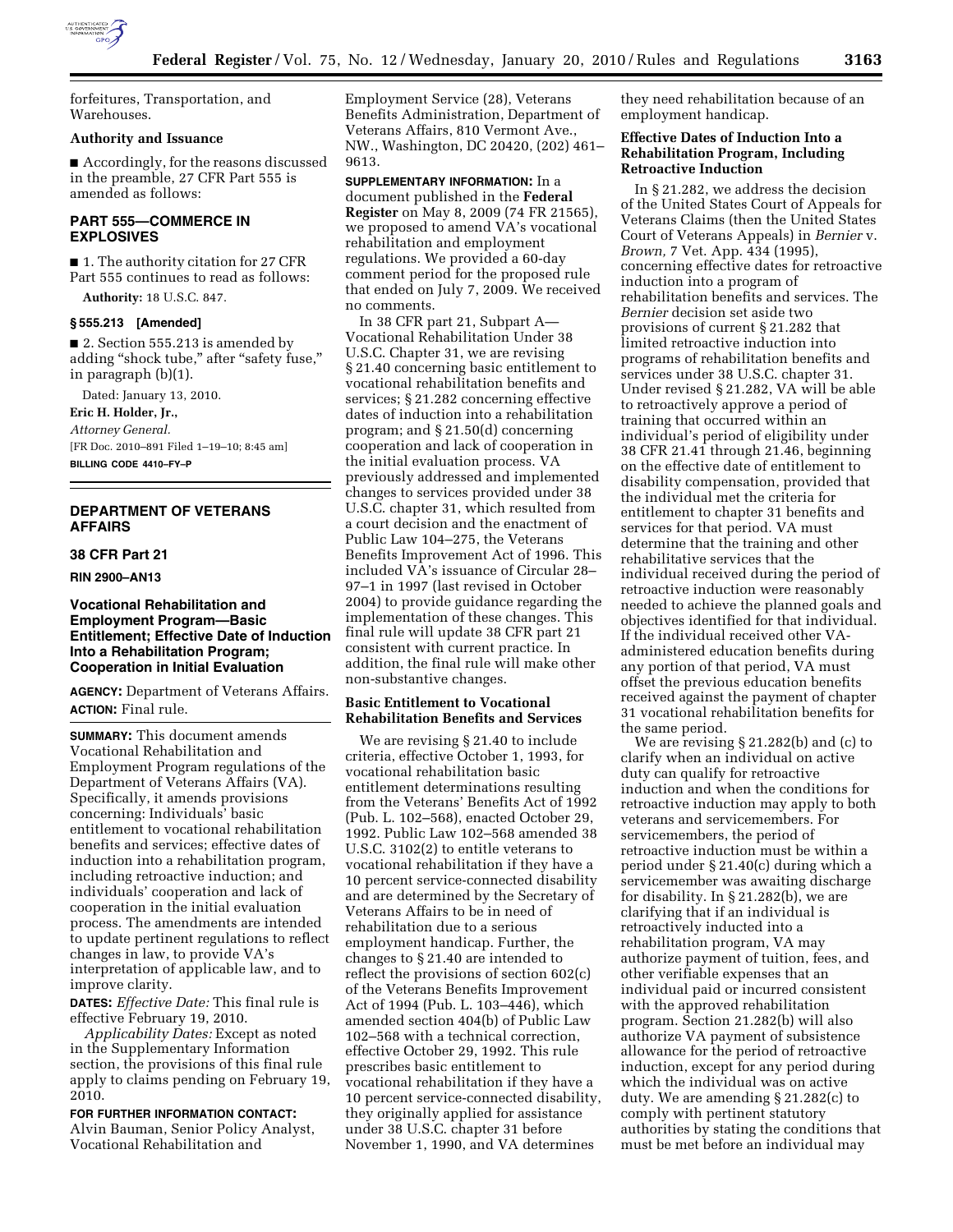forfeitures, Transportation, and Warehouses.

**Authority and Issuance**

■ Accordingly, for the reasons discussed in the preamble, 27 CFR Part 555 is amended as follows:

## PART 555—COMMERCE IN EXPLOSIVES

■ 1. The authority citation for 27 CFR Part 555 continues to read as follows:

**Authority:** 18 U.S.C. 847.

**§ 555.213 [Amended]**

■ 2. Section 555.213 is amended by adding "shock tube," after "safety fuse," in paragraph (b)(1).

Dated: January 13, 2010.

**Eric H. Holder, Jr.,**

*Attorney General.*

[FR Doc. 2010–891 Filed 1–19–10; 8:45 am]

**BILLING CODE 4410–FY–P**

---

# DEPARTMENT OF VETERANS AFFAIRS

## 38 CFR Part 21

**RIN 2900–AN13**

## Vocational Rehabilitation and Employment Program—Basic Entitlement; Effective Date of Induction Into a Rehabilitation Program; Cooperation in Initial Evaluation

**AGENCY:** Department of Veterans Affairs.

**ACTION:** Final rule.

**SUMMARY:** This document amends Vocational Rehabilitation and Employment Program regulations of the Department of Veterans Affairs (VA). Specifically, it amends provisions concerning: Individuals' basic entitlement to vocational rehabilitation benefits and services; effective dates of induction into a rehabilitation program, including retroactive induction; and individuals' cooperation and lack of cooperation in the initial evaluation process. The amendments are intended to update pertinent regulations to reflect changes in law, to provide VA's interpretation of applicable law, and to improve clarity.

**DATES:** *Effective Date:* This final rule is effective February 19, 2010.

*Applicability Dates:* Except as noted in the Supplementary Information section, the provisions of this final rule apply to claims pending on February 19, 2010.

**FOR FURTHER INFORMATION CONTACT:** Alvin Bauman, Senior Policy Analyst, Vocational Rehabilitation and Employment Service (28), Veterans Benefits Administration, Department of Veterans Affairs, 810 Vermont Ave., NW., Washington, DC 20420, (202) 461–9613.

**SUPPLEMENTARY INFORMATION:** In a document published in the **Federal Register** on May 8, 2009 (74 FR 21565), we proposed to amend VA's vocational rehabilitation and employment regulations. We provided a 60-day comment period for the proposed rule that ended on July 7, 2009. We received no comments.

In 38 CFR part 21, Subpart A—Vocational Rehabilitation Under 38 U.S.C. Chapter 31, we are revising § 21.40 concerning basic entitlement to vocational rehabilitation benefits and services; § 21.282 concerning effective dates of induction into a rehabilitation program; and § 21.50(d) concerning cooperation and lack of cooperation in the initial evaluation process. VA previously addressed and implemented changes to services provided under 38 U.S.C. chapter 31, which resulted from a court decision and the enactment of Public Law 104–275, the Veterans Benefits Improvement Act of 1996. This included VA's issuance of Circular 28–97–1 in 1997 (last revised in October 2004) to provide guidance regarding the implementation of these changes. This final rule will update 38 CFR part 21 consistent with current practice. In addition, the final rule will make other non-substantive changes.

**Basic Entitlement to Vocational Rehabilitation Benefits and Services**

We are revising § 21.40 to include criteria, effective October 1, 1993, for vocational rehabilitation basic entitlement determinations resulting from the Veterans' Benefits Act of 1992 (Pub. L. 102–568), enacted October 29, 1992. Public Law 102–568 amended 38 U.S.C. 3102(2) to entitle veterans to vocational rehabilitation if they have a 10 percent service-connected disability and are determined by the Secretary of Veterans Affairs to be in need of rehabilitation due to a serious employment handicap. Further, the changes to § 21.40 are intended to reflect the provisions of section 602(c) of the Veterans Benefits Improvement Act of 1994 (Pub. L. 103–446), which amended section 404(b) of Public Law 102–568 with a technical correction, effective October 29, 1992. This rule prescribes basic entitlement to vocational rehabilitation if they have a 10 percent service-connected disability, they originally applied for assistance under 38 U.S.C. chapter 31 before November 1, 1990, and VA determines they need rehabilitation because of an employment handicap.

**Effective Dates of Induction Into a Rehabilitation Program, Including Retroactive Induction**

In § 21.282, we address the decision of the United States Court of Appeals for Veterans Claims (then the United States Court of Veterans Appeals) in *Bernier* v. *Brown,* 7 Vet. App. 434 (1995), concerning effective dates for retroactive induction into a program of rehabilitation benefits and services. The *Bernier* decision set aside two provisions of current § 21.282 that limited retroactive induction into programs of rehabilitation benefits and services under 38 U.S.C. chapter 31. Under revised § 21.282, VA will be able to retroactively approve a period of training that occurred within an individual's period of eligibility under 38 CFR 21.41 through 21.46, beginning on the effective date of entitlement to disability compensation, provided that the individual met the criteria for entitlement to chapter 31 benefits and services for that period. VA must determine that the training and other rehabilitative services that the individual received during the period of retroactive induction were reasonably needed to achieve the planned goals and objectives identified for that individual. If the individual received other VA-administered education benefits during any portion of that period, VA must offset the previous education benefits received against the payment of chapter 31 vocational rehabilitation benefits for the same period.

We are revising § 21.282(b) and (c) to clarify when an individual on active duty can qualify for retroactive induction and when the conditions for retroactive induction may apply to both veterans and servicemembers. For servicemembers, the period of retroactive induction must be within a period under § 21.40(c) during which a servicemember was awaiting discharge for disability. In § 21.282(b), we are clarifying that if an individual is retroactively inducted into a rehabilitation program, VA may authorize payment of tuition, fees, and other verifiable expenses that an individual paid or incurred consistent with the approved rehabilitation program. Section 21.282(b) will also authorize VA payment of subsistence allowance for the period of retroactive induction, except for any period during which the individual was on active duty. We are amending § 21.282(c) to comply with pertinent statutory authorities by stating the conditions that must be met before an individual may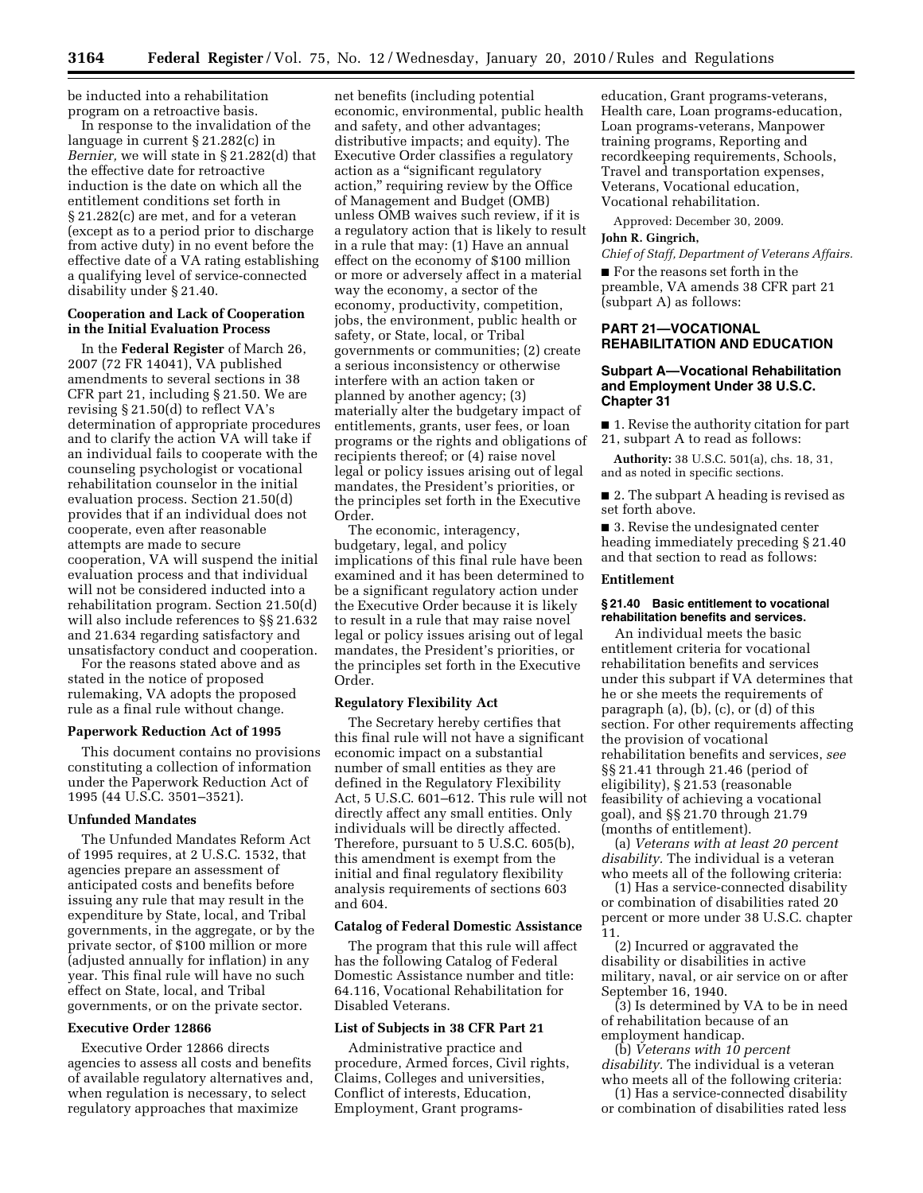be inducted into a rehabilitation program on a retroactive basis.

In response to the invalidation of the language in current § 21.282(c) in *Bernier,* we will state in § 21.282(d) that the effective date for retroactive induction is the date on which all the entitlement conditions set forth in § 21.282(c) are met, and for a veteran (except as to a period prior to discharge from active duty) in no event before the effective date of a VA rating establishing a qualifying level of service-connected disability under § 21.40.

**Cooperation and Lack of Cooperation in the Initial Evaluation Process**

In the **Federal Register** of March 26, 2007 (72 FR 14041), VA published amendments to several sections in 38 CFR part 21, including § 21.50. We are revising § 21.50(d) to reflect VA's determination of appropriate procedures and to clarify the action VA will take if an individual fails to cooperate with the counseling psychologist or vocational rehabilitation counselor in the initial evaluation process. Section 21.50(d) provides that if an individual does not cooperate, even after reasonable attempts are made to secure cooperation, VA will suspend the initial evaluation process and that individual will not be considered inducted into a rehabilitation program. Section 21.50(d) will also include references to §§ 21.632 and 21.634 regarding satisfactory and unsatisfactory conduct and cooperation.

For the reasons stated above and as stated in the notice of proposed rulemaking, VA adopts the proposed rule as a final rule without change.

**Paperwork Reduction Act of 1995**

This document contains no provisions constituting a collection of information under the Paperwork Reduction Act of 1995 (44 U.S.C. 3501–3521).

**Unfunded Mandates**

The Unfunded Mandates Reform Act of 1995 requires, at 2 U.S.C. 1532, that agencies prepare an assessment of anticipated costs and benefits before issuing any rule that may result in the expenditure by State, local, and Tribal governments, in the aggregate, or by the private sector, of $100 million or more (adjusted annually for inflation) in any year. This final rule will have no such effect on State, local, and Tribal governments, or on the private sector.

**Executive Order 12866**

Executive Order 12866 directs agencies to assess all costs and benefits of available regulatory alternatives and, when regulation is necessary, to select regulatory approaches that maximize net benefits (including potential economic, environmental, public health and safety, and other advantages; distributive impacts; and equity). The Executive Order classifies a regulatory action as a "significant regulatory action," requiring review by the Office of Management and Budget (OMB) unless OMB waives such review, if it is a regulatory action that is likely to result in a rule that may: (1) Have an annual effect on the economy of $100 million or more or adversely affect in a material way the economy, a sector of the economy, productivity, competition, jobs, the environment, public health or safety, or State, local, or Tribal governments or communities; (2) create a serious inconsistency or otherwise interfere with an action taken or planned by another agency; (3) materially alter the budgetary impact of entitlements, grants, user fees, or loan programs or the rights and obligations of recipients thereof; or (4) raise novel legal or policy issues arising out of legal mandates, the President's priorities, or the principles set forth in the Executive Order.

The economic, interagency, budgetary, legal, and policy implications of this final rule have been examined and it has been determined to be a significant regulatory action under the Executive Order because it is likely to result in a rule that may raise novel legal or policy issues arising out of legal mandates, the President's priorities, or the principles set forth in the Executive Order.

**Regulatory Flexibility Act**

The Secretary hereby certifies that this final rule will not have a significant economic impact on a substantial number of small entities as they are defined in the Regulatory Flexibility Act, 5 U.S.C. 601–612. This rule will not directly affect any small entities. Only individuals will be directly affected. Therefore, pursuant to 5 U.S.C. 605(b), this amendment is exempt from the initial and final regulatory flexibility analysis requirements of sections 603 and 604.

**Catalog of Federal Domestic Assistance**

The program that this rule will affect has the following Catalog of Federal Domestic Assistance number and title: 64.116, Vocational Rehabilitation for Disabled Veterans.

**List of Subjects in 38 CFR Part 21**

Administrative practice and procedure, Armed forces, Civil rights, Claims, Colleges and universities, Conflict of interests, Education, Employment, Grant programs-education, Grant programs-veterans, Health care, Loan programs-education, Loan programs-veterans, Manpower training programs, Reporting and recordkeeping requirements, Schools, Travel and transportation expenses, Veterans, Vocational education, Vocational rehabilitation.

Approved: December 30, 2009.

**John R. Gingrich,**

*Chief of Staff, Department of Veterans Affairs.*

■ For the reasons set forth in the preamble, VA amends 38 CFR part 21 (subpart A) as follows:

## PART 21—VOCATIONAL REHABILITATION AND EDUCATION

### Subpart A—Vocational Rehabilitation and Employment Under 38 U.S.C. Chapter 31

■ 1. Revise the authority citation for part 21, subpart A to read as follows:

**Authority:** 38 U.S.C. 501(a), chs. 18, 31, and as noted in specific sections.

■ 2. The subpart A heading is revised as set forth above.

■ 3. Revise the undesignated center heading immediately preceding § 21.40 and that section to read as follows:

**Entitlement**

**§ 21.40 Basic entitlement to vocational rehabilitation benefits and services.**

An individual meets the basic entitlement criteria for vocational rehabilitation benefits and services under this subpart if VA determines that he or she meets the requirements of paragraph (a), (b), (c), or (d) of this section. For other requirements affecting the provision of vocational rehabilitation benefits and services, *see* §§ 21.41 through 21.46 (period of eligibility), § 21.53 (reasonable feasibility of achieving a vocational goal), and §§ 21.70 through 21.79 (months of entitlement).

(a) *Veterans with at least 20 percent disability.* The individual is a veteran who meets all of the following criteria:

(1) Has a service-connected disability or combination of disabilities rated 20 percent or more under 38 U.S.C. chapter 11.

(2) Incurred or aggravated the disability or disabilities in active military, naval, or air service on or after September 16, 1940.

(3) Is determined by VA to be in need of rehabilitation because of an employment handicap.

(b) *Veterans with 10 percent disability.* The individual is a veteran who meets all of the following criteria:

(1) Has a service-connected disability or combination of disabilities rated less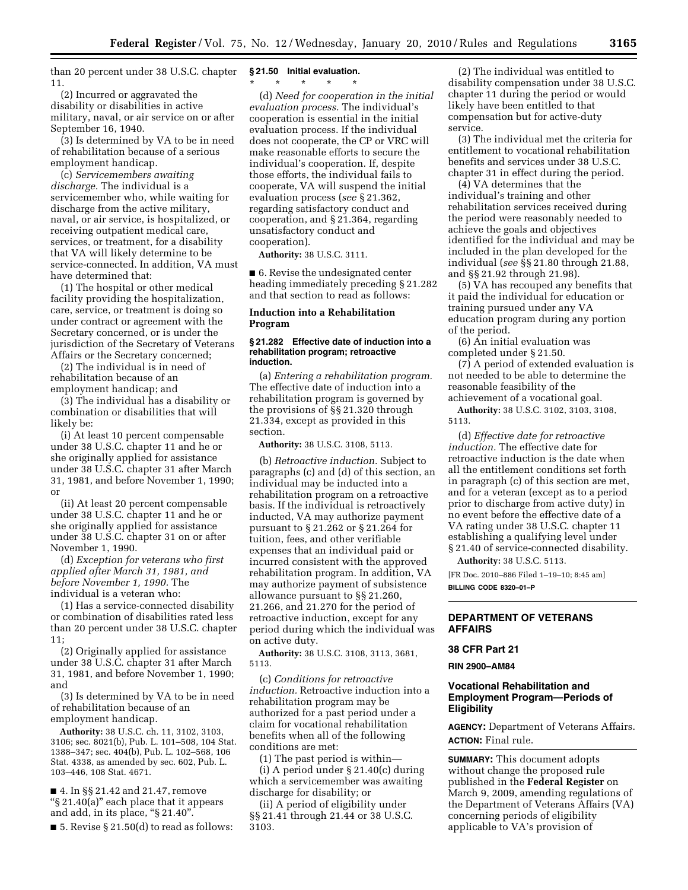than 20 percent under 38 U.S.C. chapter 11.

(2) Incurred or aggravated the disability or disabilities in active military, naval, or air service on or after September 16, 1940.

(3) Is determined by VA to be in need of rehabilitation because of a serious employment handicap.

(c) *Servicemembers awaiting discharge.* The individual is a servicemember who, while waiting for discharge from the active military, naval, or air service, is hospitalized, or receiving outpatient medical care, services, or treatment, for a disability that VA will likely determine to be service-connected. In addition, VA must have determined that:

(1) The hospital or other medical facility providing the hospitalization, care, service, or treatment is doing so under contract or agreement with the Secretary concerned, or is under the jurisdiction of the Secretary of Veterans Affairs or the Secretary concerned;

(2) The individual is in need of rehabilitation because of an employment handicap; and

(3) The individual has a disability or combination or disabilities that will likely be:

(i) At least 10 percent compensable under 38 U.S.C. chapter 11 and he or she originally applied for assistance under 38 U.S.C. chapter 31 after March 31, 1981, and before November 1, 1990; or

(ii) At least 20 percent compensable under 38 U.S.C. chapter 11 and he or she originally applied for assistance under 38 U.S.C. chapter 31 on or after November 1, 1990.

(d) *Exception for veterans who first applied after March 31, 1981, and before November 1, 1990.* The individual is a veteran who:

(1) Has a service-connected disability or combination of disabilities rated less than 20 percent under 38 U.S.C. chapter 11;

(2) Originally applied for assistance under 38 U.S.C. chapter 31 after March 31, 1981, and before November 1, 1990; and

(3) Is determined by VA to be in need of rehabilitation because of an employment handicap.

**Authority:** 38 U.S.C. ch. 11, 3102, 3103, 3106; sec. 8021(b), Pub. L. 101–508, 104 Stat. 1388–347; sec. 404(b), Pub. L. 102–568, 106 Stat. 4338, as amended by sec. 602, Pub. L. 103–446, 108 Stat. 4671.

■ 4. In §§ 21.42 and 21.47, remove "§ 21.40(a)" each place that it appears and add, in its place, "§ 21.40".

■ 5. Revise § 21.50(d) to read as follows:

**§ 21.50 Initial evaluation.**

\* \* \* \* \*

(d) *Need for cooperation in the initial evaluation process.* The individual's cooperation is essential in the initial evaluation process. If the individual does not cooperate, the CP or VRC will make reasonable efforts to secure the individual's cooperation. If, despite those efforts, the individual fails to cooperate, VA will suspend the initial evaluation process (*see* § 21.362, regarding satisfactory conduct and cooperation, and § 21.364, regarding unsatisfactory conduct and cooperation).

**Authority:** 38 U.S.C. 3111.

■ 6. Revise the undesignated center heading immediately preceding § 21.282 and that section to read as follows:

**Induction into a Rehabilitation Program**

**§ 21.282 Effective date of induction into a rehabilitation program; retroactive induction.**

(a) *Entering a rehabilitation program.* The effective date of induction into a rehabilitation program is governed by the provisions of §§ 21.320 through 21.334, except as provided in this section.

**Authority:** 38 U.S.C. 3108, 5113.

(b) *Retroactive induction.* Subject to paragraphs (c) and (d) of this section, an individual may be inducted into a rehabilitation program on a retroactive basis. If the individual is retroactively inducted, VA may authorize payment pursuant to § 21.262 or § 21.264 for tuition, fees, and other verifiable expenses that an individual paid or incurred consistent with the approved rehabilitation program. In addition, VA may authorize payment of subsistence allowance pursuant to §§ 21.260, 21.266, and 21.270 for the period of retroactive induction, except for any period during which the individual was on active duty.

**Authority:** 38 U.S.C. 3108, 3113, 3681, 5113.

(c) *Conditions for retroactive induction.* Retroactive induction into a rehabilitation program may be authorized for a past period under a claim for vocational rehabilitation benefits when all of the following conditions are met:

(1) The past period is within—

(i) A period under § 21.40(c) during which a servicemember was awaiting discharge for disability; or

(ii) A period of eligibility under §§ 21.41 through 21.44 or 38 U.S.C. 3103.

(2) The individual was entitled to disability compensation under 38 U.S.C. chapter 11 during the period or would likely have been entitled to that compensation but for active-duty service.

(3) The individual met the criteria for entitlement to vocational rehabilitation benefits and services under 38 U.S.C. chapter 31 in effect during the period.

(4) VA determines that the individual's training and other rehabilitation services received during the period were reasonably needed to achieve the goals and objectives identified for the individual and may be included in the plan developed for the individual (*see* §§ 21.80 through 21.88, and §§ 21.92 through 21.98).

(5) VA has recouped any benefits that it paid the individual for education or training pursued under any VA education program during any portion of the period.

(6) An initial evaluation was completed under § 21.50.

(7) A period of extended evaluation is not needed to be able to determine the reasonable feasibility of the achievement of a vocational goal.

**Authority:** 38 U.S.C. 3102, 3103, 3108, 5113.

(d) *Effective date for retroactive induction.* The effective date for retroactive induction is the date when all the entitlement conditions set forth in paragraph (c) of this section are met, and for a veteran (except as to a period prior to discharge from active duty) in no event before the effective date of a VA rating under 38 U.S.C. chapter 11 establishing a qualifying level under § 21.40 of service-connected disability.

**Authority:** 38 U.S.C. 5113.

[FR Doc. 2010–886 Filed 1–19–10; 8:45 am]

**BILLING CODE 8320–01–P**

---

**DEPARTMENT OF VETERANS AFFAIRS**

**38 CFR Part 21**

**RIN 2900–AM84**

**Vocational Rehabilitation and Employment Program—Periods of Eligibility**

**AGENCY:** Department of Veterans Affairs.

**ACTION:** Final rule.

**SUMMARY:** This document adopts without change the proposed rule published in the **Federal Register** on March 9, 2009, amending regulations of the Department of Veterans Affairs (VA) concerning periods of eligibility applicable to VA's provision of